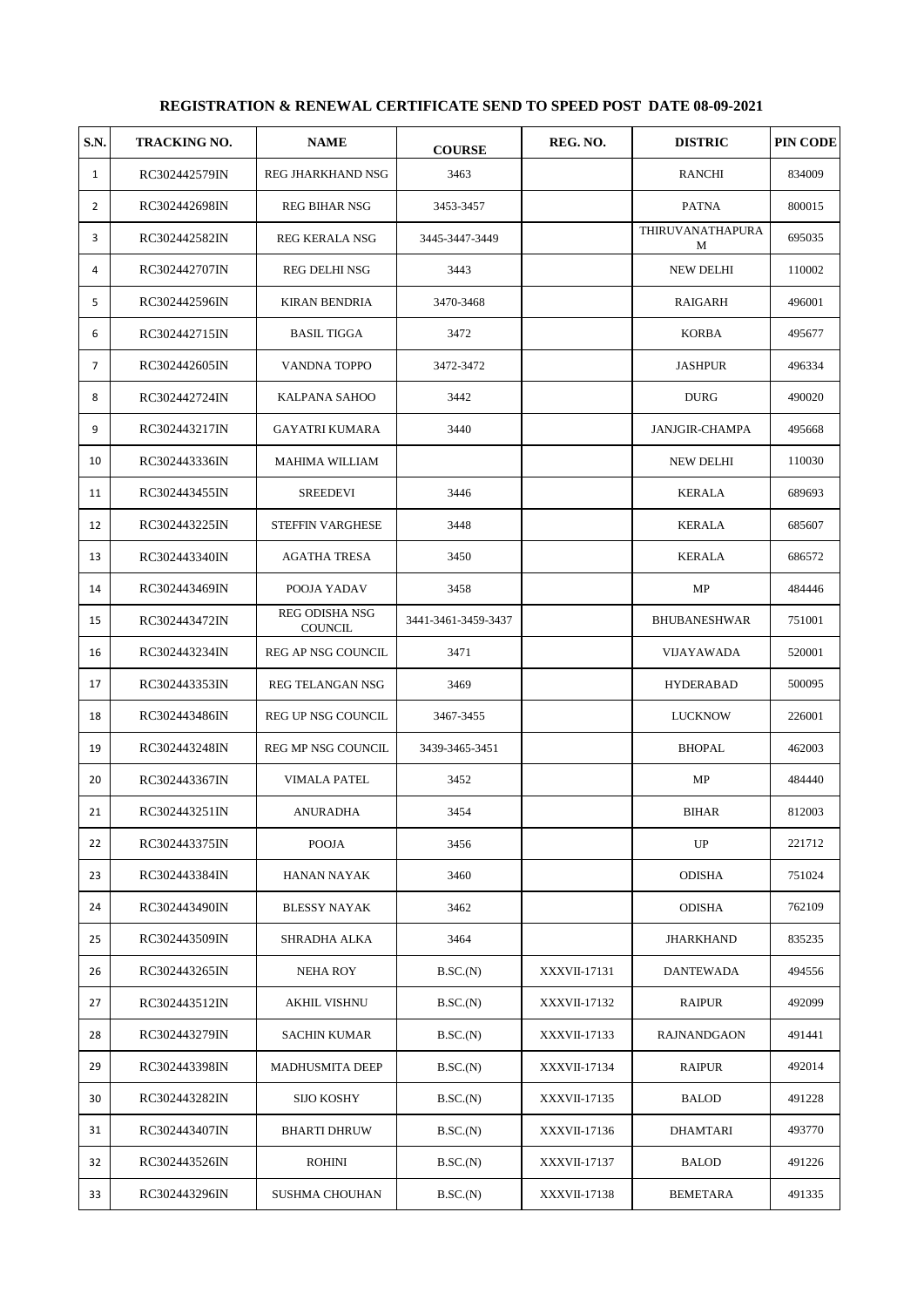**REGISTRATION & RENEWAL CERTIFICATE SEND TO SPEED POST DATE 08-09-2021**

| S.N. | TRACKING NO. | NAME | COURSE | REG. NO. | DISTRIC | PIN CODE |
|---|---|---|---|---|---|---|
| 1 | RC302442579IN | REG JHARKHAND NSG | 3463 | | RANCHI | 834009 |
| 2 | RC302442698IN | REG BIHAR NSG | 3453-3457 | | PATNA | 800015 |
| 3 | RC302442582IN | REG KERALA NSG | 3445-3447-3449 | | THIRUVANATHAPURAM | 695035 |
| 4 | RC302442707IN | REG DELHI NSG | 3443 | | NEW DELHI | 110002 |
| 5 | RC302442596IN | KIRAN BENDRIA | 3470-3468 | | RAIGARH | 496001 |
| 6 | RC302442715IN | BASIL TIGGA | 3472 | | KORBA | 495677 |
| 7 | RC302442605IN | VANDNA TOPPO | 3472-3472 | | JASHPUR | 496334 |
| 8 | RC302442724IN | KALPANA SAHOO | 3442 | | DURG | 490020 |
| 9 | RC302443217IN | GAYATRI KUMARA | 3440 | | JANJGIR-CHAMPA | 495668 |
| 10 | RC302443336IN | MAHIMA WILLIAM | | | NEW DELHI | 110030 |
| 11 | RC302443455IN | SREEDEVI | 3446 | | KERALA | 689693 |
| 12 | RC302443225IN | STEFFIN VARGHESE | 3448 | | KERALA | 685607 |
| 13 | RC302443340IN | AGATHA TRESA | 3450 | | KERALA | 686572 |
| 14 | RC302443469IN | POOJA YADAV | 3458 | | MP | 484446 |
| 15 | RC302443472IN | REG ODISHA NSG COUNCIL | 3441-3461-3459-3437 | | BHUBANESHWAR | 751001 |
| 16 | RC302443234IN | REG AP NSG COUNCIL | 3471 | | VIJAYAWADA | 520001 |
| 17 | RC302443353IN | REG TELANGAN NSG | 3469 | | HYDERABAD | 500095 |
| 18 | RC302443486IN | REG UP NSG COUNCIL | 3467-3455 | | LUCKNOW | 226001 |
| 19 | RC302443248IN | REG MP NSG COUNCIL | 3439-3465-3451 | | BHOPAL | 462003 |
| 20 | RC302443367IN | VIMALA PATEL | 3452 | | MP | 484440 |
| 21 | RC302443251IN | ANURADHA | 3454 | | BIHAR | 812003 |
| 22 | RC302443375IN | POOJA | 3456 | | UP | 221712 |
| 23 | RC302443384IN | HANAN NAYAK | 3460 | | ODISHA | 751024 |
| 24 | RC302443490IN | BLESSY NAYAK | 3462 | | ODISHA | 762109 |
| 25 | RC302443509IN | SHRADHA ALKA | 3464 | | JHARKHAND | 835235 |
| 26 | RC302443265IN | NEHA ROY | B.SC.(N) | XXXVII-17131 | DANTEWADA | 494556 |
| 27 | RC302443512IN | AKHIL VISHNU | B.SC.(N) | XXXVII-17132 | RAIPUR | 492099 |
| 28 | RC302443279IN | SACHIN KUMAR | B.SC.(N) | XXXVII-17133 | RAJNANDGAON | 491441 |
| 29 | RC302443398IN | MADHUSMITA DEEP | B.SC.(N) | XXXVII-17134 | RAIPUR | 492014 |
| 30 | RC302443282IN | SIJO KOSHY | B.SC.(N) | XXXVII-17135 | BALOD | 491228 |
| 31 | RC302443407IN | BHARTI DHRUW | B.SC.(N) | XXXVII-17136 | DHAMTARI | 493770 |
| 32 | RC302443526IN | ROHINI | B.SC.(N) | XXXVII-17137 | BALOD | 491226 |
| 33 | RC302443296IN | SUSHMA CHOUHAN | B.SC.(N) | XXXVII-17138 | BEMETARA | 491335 |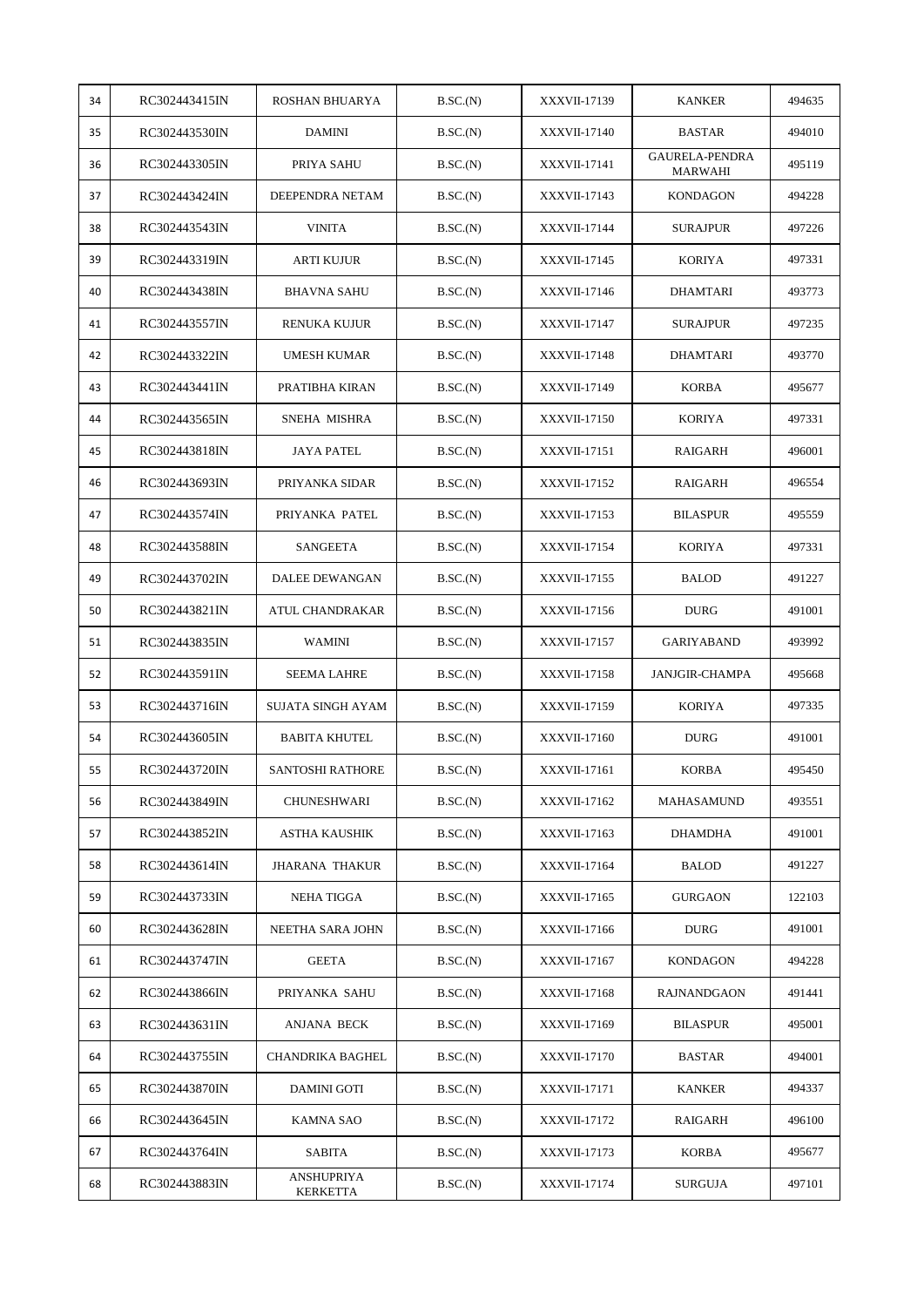| 34 | RC302443415IN | ROSHAN BHUARYA | B.SC.(N) | XXXVII-17139 | KANKER | 494635 |
|---|---|---|---|---|---|---|
| 35 | RC302443530IN | DAMINI | B.SC.(N) | XXXVII-17140 | BASTAR | 494010 |
| 36 | RC302443305IN | PRIYA SAHU | B.SC.(N) | XXXVII-17141 | GAURELA-PENDRA MARWAHI | 495119 |
| 37 | RC302443424IN | DEEPENDRA NETAM | B.SC.(N) | XXXVII-17143 | KONDAGON | 494228 |
| 38 | RC302443543IN | VINITA | B.SC.(N) | XXXVII-17144 | SURAJPUR | 497226 |
| 39 | RC302443319IN | ARTI KUJUR | B.SC.(N) | XXXVII-17145 | KORIYA | 497331 |
| 40 | RC302443438IN | BHAVNA SAHU | B.SC.(N) | XXXVII-17146 | DHAMTARI | 493773 |
| 41 | RC302443557IN | RENUKA KUJUR | B.SC.(N) | XXXVII-17147 | SURAJPUR | 497235 |
| 42 | RC302443322IN | UMESH KUMAR | B.SC.(N) | XXXVII-17148 | DHAMTARI | 493770 |
| 43 | RC302443441IN | PRATIBHA KIRAN | B.SC.(N) | XXXVII-17149 | KORBA | 495677 |
| 44 | RC302443565IN | SNEHA MISHRA | B.SC.(N) | XXXVII-17150 | KORIYA | 497331 |
| 45 | RC302443818IN | JAYA PATEL | B.SC.(N) | XXXVII-17151 | RAIGARH | 496001 |
| 46 | RC302443693IN | PRIYANKA SIDAR | B.SC.(N) | XXXVII-17152 | RAIGARH | 496554 |
| 47 | RC302443574IN | PRIYANKA PATEL | B.SC.(N) | XXXVII-17153 | BILASPUR | 495559 |
| 48 | RC302443588IN | SANGEETA | B.SC.(N) | XXXVII-17154 | KORIYA | 497331 |
| 49 | RC302443702IN | DALEE DEWANGAN | B.SC.(N) | XXXVII-17155 | BALOD | 491227 |
| 50 | RC302443821IN | ATUL CHANDRAKAR | B.SC.(N) | XXXVII-17156 | DURG | 491001 |
| 51 | RC302443835IN | WAMINI | B.SC.(N) | XXXVII-17157 | GARIYABAND | 493992 |
| 52 | RC302443591IN | SEEMA LAHRE | B.SC.(N) | XXXVII-17158 | JANJGIR-CHAMPA | 495668 |
| 53 | RC302443716IN | SUJATA SINGH AYAM | B.SC.(N) | XXXVII-17159 | KORIYA | 497335 |
| 54 | RC302443605IN | BABITA KHUTEL | B.SC.(N) | XXXVII-17160 | DURG | 491001 |
| 55 | RC302443720IN | SANTOSHI RATHORE | B.SC.(N) | XXXVII-17161 | KORBA | 495450 |
| 56 | RC302443849IN | CHUNESHWARI | B.SC.(N) | XXXVII-17162 | MAHASAMUND | 493551 |
| 57 | RC302443852IN | ASTHA KAUSHIK | B.SC.(N) | XXXVII-17163 | DHAMDHA | 491001 |
| 58 | RC302443614IN | JHARANA THAKUR | B.SC.(N) | XXXVII-17164 | BALOD | 491227 |
| 59 | RC302443733IN | NEHA TIGGA | B.SC.(N) | XXXVII-17165 | GURGAON | 122103 |
| 60 | RC302443628IN | NEETHA SARA JOHN | B.SC.(N) | XXXVII-17166 | DURG | 491001 |
| 61 | RC302443747IN | GEETA | B.SC.(N) | XXXVII-17167 | KONDAGON | 494228 |
| 62 | RC302443866IN | PRIYANKA SAHU | B.SC.(N) | XXXVII-17168 | RAJNANDGAON | 491441 |
| 63 | RC302443631IN | ANJANA BECK | B.SC.(N) | XXXVII-17169 | BILASPUR | 495001 |
| 64 | RC302443755IN | CHANDRIKA BAGHEL | B.SC.(N) | XXXVII-17170 | BASTAR | 494001 |
| 65 | RC302443870IN | DAMINI GOTI | B.SC.(N) | XXXVII-17171 | KANKER | 494337 |
| 66 | RC302443645IN | KAMNA SAO | B.SC.(N) | XXXVII-17172 | RAIGARH | 496100 |
| 67 | RC302443764IN | SABITA | B.SC.(N) | XXXVII-17173 | KORBA | 495677 |
| 68 | RC302443883IN | ANSHUPRIYA KERKETTA | B.SC.(N) | XXXVII-17174 | SURGUJA | 497101 |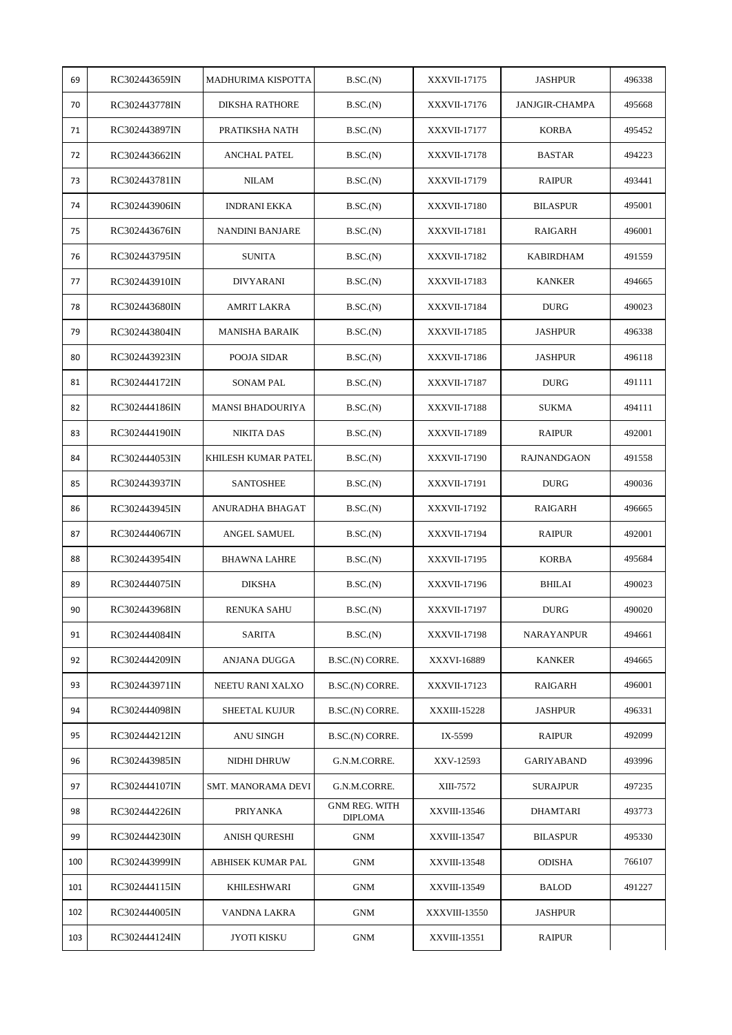| 69 | RC302443659IN | MADHURIMA KISPOTTA | B.SC.(N) | XXXVII-17175 | JASHPUR | 496338 |
|---|---|---|---|---|---|---|
| 70 | RC302443778IN | DIKSHA RATHORE | B.SC.(N) | XXXVII-17176 | JANJGIR-CHAMPA | 495668 |
| 71 | RC302443897IN | PRATIKSHA NATH | B.SC.(N) | XXXVII-17177 | KORBA | 495452 |
| 72 | RC302443662IN | ANCHAL PATEL | B.SC.(N) | XXXVII-17178 | BASTAR | 494223 |
| 73 | RC302443781IN | NILAM | B.SC.(N) | XXXVII-17179 | RAIPUR | 493441 |
| 74 | RC302443906IN | INDRANI EKKA | B.SC.(N) | XXXVII-17180 | BILASPUR | 495001 |
| 75 | RC302443676IN | NANDINI BANJARE | B.SC.(N) | XXXVII-17181 | RAIGARH | 496001 |
| 76 | RC302443795IN | SUNITA | B.SC.(N) | XXXVII-17182 | KABIRDHAM | 491559 |
| 77 | RC302443910IN | DIVYARANI | B.SC.(N) | XXXVII-17183 | KANKER | 494665 |
| 78 | RC302443680IN | AMRIT LAKRA | B.SC.(N) | XXXVII-17184 | DURG | 490023 |
| 79 | RC302443804IN | MANISHA BARAIK | B.SC.(N) | XXXVII-17185 | JASHPUR | 496338 |
| 80 | RC302443923IN | POOJA SIDAR | B.SC.(N) | XXXVII-17186 | JASHPUR | 496118 |
| 81 | RC302444172IN | SONAM PAL | B.SC.(N) | XXXVII-17187 | DURG | 491111 |
| 82 | RC302444186IN | MANSI BHADOURIYA | B.SC.(N) | XXXVII-17188 | SUKMA | 494111 |
| 83 | RC302444190IN | NIKITA DAS | B.SC.(N) | XXXVII-17189 | RAIPUR | 492001 |
| 84 | RC302444053IN | KHILESH KUMAR PATEL | B.SC.(N) | XXXVII-17190 | RAJNANDGAON | 491558 |
| 85 | RC302443937IN | SANTOSHEE | B.SC.(N) | XXXVII-17191 | DURG | 490036 |
| 86 | RC302443945IN | ANURADHA BHAGAT | B.SC.(N) | XXXVII-17192 | RAIGARH | 496665 |
| 87 | RC302444067IN | ANGEL SAMUEL | B.SC.(N) | XXXVII-17194 | RAIPUR | 492001 |
| 88 | RC302443954IN | BHAWNA LAHRE | B.SC.(N) | XXXVII-17195 | KORBA | 495684 |
| 89 | RC302444075IN | DIKSHA | B.SC.(N) | XXXVII-17196 | BHILAI | 490023 |
| 90 | RC302443968IN | RENUKA SAHU | B.SC.(N) | XXXVII-17197 | DURG | 490020 |
| 91 | RC302444084IN | SARITA | B.SC.(N) | XXXVII-17198 | NARAYANPUR | 494661 |
| 92 | RC302444209IN | ANJANA DUGGA | B.SC.(N) CORRE. | XXXVI-16889 | KANKER | 494665 |
| 93 | RC302443971IN | NEETU RANI XALXO | B.SC.(N) CORRE. | XXXVII-17123 | RAIGARH | 496001 |
| 94 | RC302444098IN | SHEETAL KUJUR | B.SC.(N) CORRE. | XXXIII-15228 | JASHPUR | 496331 |
| 95 | RC302444212IN | ANU SINGH | B.SC.(N) CORRE. | IX-5599 | RAIPUR | 492099 |
| 96 | RC302443985IN | NIDHI DHRUW | G.N.M.CORRE. | XXV-12593 | GARIYABAND | 493996 |
| 97 | RC302444107IN | SMT. MANORAMA DEVI | G.N.M.CORRE. | XIII-7572 | SURAJPUR | 497235 |
| 98 | RC302444226IN | PRIYANKA | GNM REG. WITH DIPLOMA | XXVIII-13546 | DHAMTARI | 493773 |
| 99 | RC302444230IN | ANISH QURESHI | GNM | XXVIII-13547 | BILASPUR | 495330 |
| 100 | RC302443999IN | ABHISEK KUMAR PAL | GNM | XXVIII-13548 | ODISHA | 766107 |
| 101 | RC302444115IN | KHILESHWARI | GNM | XXVIII-13549 | BALOD | 491227 |
| 102 | RC302444005IN | VANDNA LAKRA | GNM | XXXVIII-13550 | JASHPUR | |
| 103 | RC302444124IN | JYOTI KISKU | GNM | XXVIII-13551 | RAIPUR | |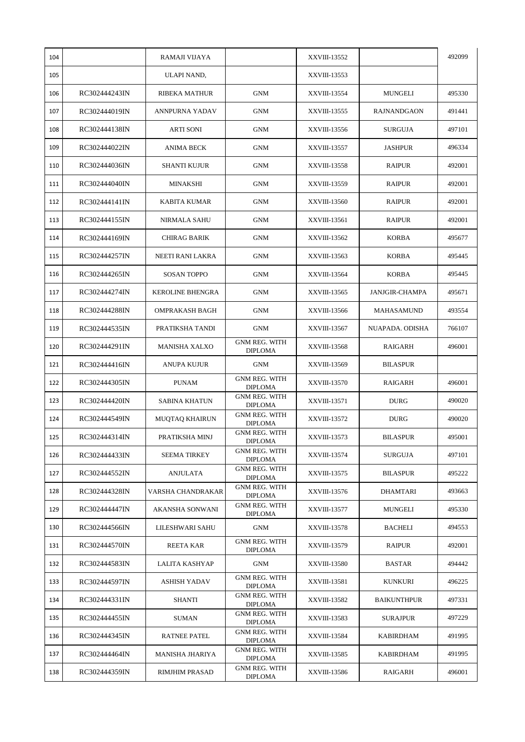| | | | | | | |
|---|---|---|---|---|---|---|
| 104 | | RAMAJI VIJAYA | | XXVIII-13552 | | 492099 |
| 105 | | ULAPI NAND, | | XXVIII-13553 | | |
| 106 | RC302444243IN | RIBEKA MATHUR | GNM | XXVIII-13554 | MUNGELI | 495330 |
| 107 | RC302444019IN | ANNPURNA YADAV | GNM | XXVIII-13555 | RAJNANDGAON | 491441 |
| 108 | RC302444138IN | ARTI SONI | GNM | XXVIII-13556 | SURGUJA | 497101 |
| 109 | RC302444022IN | ANIMA BECK | GNM | XXVIII-13557 | JASHPUR | 496334 |
| 110 | RC302444036IN | SHANTI KUJUR | GNM | XXVIII-13558 | RAIPUR | 492001 |
| 111 | RC302444040IN | MINAKSHI | GNM | XXVIII-13559 | RAIPUR | 492001 |
| 112 | RC302444141IN | KABITA KUMAR | GNM | XXVIII-13560 | RAIPUR | 492001 |
| 113 | RC302444155IN | NIRMALA SAHU | GNM | XXVIII-13561 | RAIPUR | 492001 |
| 114 | RC302444169IN | CHIRAG BARIK | GNM | XXVIII-13562 | KORBA | 495677 |
| 115 | RC302444257IN | NEETI RANI LAKRA | GNM | XXVIII-13563 | KORBA | 495445 |
| 116 | RC302444265IN | SOSAN TOPPO | GNM | XXVIII-13564 | KORBA | 495445 |
| 117 | RC302444274IN | KEROLINE BHENGRA | GNM | XXVIII-13565 | JANJGIR-CHAMPA | 495671 |
| 118 | RC302444288IN | OMPRAKASH BAGH | GNM | XXVIII-13566 | MAHASAMUND | 493554 |
| 119 | RC302444535IN | PRATIKSHA TANDI | GNM | XXVIII-13567 | NUAPADA. ODISHA | 766107 |
| 120 | RC302444291IN | MANISHA XALXO | GNM REG. WITH DIPLOMA | XXVIII-13568 | RAIGARH | 496001 |
| 121 | RC302444416IN | ANUPA KUJUR | GNM | XXVIII-13569 | BILASPUR | |
| 122 | RC302444305IN | PUNAM | GNM REG. WITH DIPLOMA | XXVIII-13570 | RAIGARH | 496001 |
| 123 | RC302444420IN | SABINA KHATUN | GNM REG. WITH DIPLOMA | XXVIII-13571 | DURG | 490020 |
| 124 | RC302444549IN | MUQTAQ KHAIRUN | GNM REG. WITH DIPLOMA | XXVIII-13572 | DURG | 490020 |
| 125 | RC302444314IN | PRATIKSHA MINJ | GNM REG. WITH DIPLOMA | XXVIII-13573 | BILASPUR | 495001 |
| 126 | RC302444433IN | SEEMA TIRKEY | GNM REG. WITH DIPLOMA | XXVIII-13574 | SURGUJA | 497101 |
| 127 | RC302444552IN | ANJULATA | GNM REG. WITH DIPLOMA | XXVIII-13575 | BILASPUR | 495222 |
| 128 | RC302444328IN | VARSHA CHANDRAKAR | GNM REG. WITH DIPLOMA | XXVIII-13576 | DHAMTARI | 493663 |
| 129 | RC302444447IN | AKANSHA SONWANI | GNM REG. WITH DIPLOMA | XXVIII-13577 | MUNGELI | 495330 |
| 130 | RC302444566IN | LILESHWARI SAHU | GNM | XXVIII-13578 | BACHELI | 494553 |
| 131 | RC302444570IN | REETA KAR | GNM REG. WITH DIPLOMA | XXVIII-13579 | RAIPUR | 492001 |
| 132 | RC302444583IN | LALITA KASHYAP | GNM | XXVIII-13580 | BASTAR | 494442 |
| 133 | RC302444597IN | ASHISH YADAV | GNM REG. WITH DIPLOMA | XXVIII-13581 | KUNKURI | 496225 |
| 134 | RC302444331IN | SHANTI | GNM REG. WITH DIPLOMA | XXVIII-13582 | BAIKUNTHPUR | 497331 |
| 135 | RC302444455IN | SUMAN | GNM REG. WITH DIPLOMA | XXVIII-13583 | SURAJPUR | 497229 |
| 136 | RC302444345IN | RATNEE PATEL | GNM REG. WITH DIPLOMA | XXVIII-13584 | KABIRDHAM | 491995 |
| 137 | RC302444464IN | MANISHA JHARIYA | GNM REG. WITH DIPLOMA | XXVIII-13585 | KABIRDHAM | 491995 |
| 138 | RC302444359IN | RIMJHIM PRASAD | GNM REG. WITH DIPLOMA | XXVIII-13586 | RAIGARH | 496001 |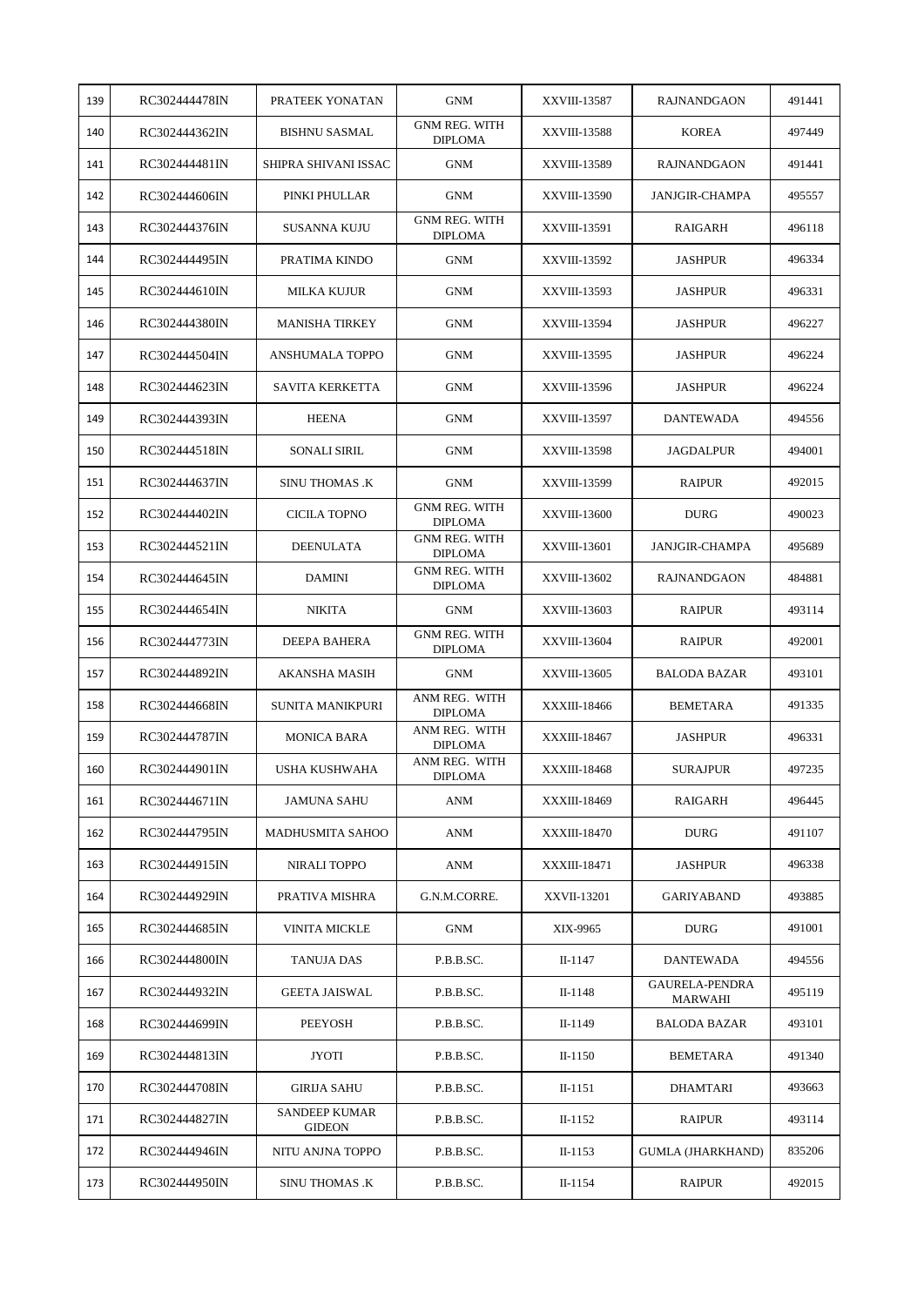| | | | | | | |
|---|---|---|---|---|---|---|
| 139 | RC302444478IN | PRATEEK YONATAN | GNM | XXVIII-13587 | RAJNANDGAON | 491441 |
| 140 | RC302444362IN | BISHNU SASMAL | GNM REG. WITH DIPLOMA | XXVIII-13588 | KOREA | 497449 |
| 141 | RC302444481IN | SHIPRA SHIVANI ISSAC | GNM | XXVIII-13589 | RAJNANDGAON | 491441 |
| 142 | RC302444606IN | PINKI PHULLAR | GNM | XXVIII-13590 | JANJGIR-CHAMPA | 495557 |
| 143 | RC302444376IN | SUSANNA KUJU | GNM REG. WITH DIPLOMA | XXVIII-13591 | RAIGARH | 496118 |
| 144 | RC302444495IN | PRATIMA KINDO | GNM | XXVIII-13592 | JASHPUR | 496334 |
| 145 | RC302444610IN | MILKA KUJUR | GNM | XXVIII-13593 | JASHPUR | 496331 |
| 146 | RC302444380IN | MANISHA TIRKEY | GNM | XXVIII-13594 | JASHPUR | 496227 |
| 147 | RC302444504IN | ANSHUMALA TOPPO | GNM | XXVIII-13595 | JASHPUR | 496224 |
| 148 | RC302444623IN | SAVITA KERKETTA | GNM | XXVIII-13596 | JASHPUR | 496224 |
| 149 | RC302444393IN | HEENA | GNM | XXVIII-13597 | DANTEWADA | 494556 |
| 150 | RC302444518IN | SONALI SIRIL | GNM | XXVIII-13598 | JAGDALPUR | 494001 |
| 151 | RC302444637IN | SINU THOMAS .K | GNM | XXVIII-13599 | RAIPUR | 492015 |
| 152 | RC302444402IN | CICILA TOPNO | GNM REG. WITH DIPLOMA | XXVIII-13600 | DURG | 490023 |
| 153 | RC302444521IN | DEENULATA | GNM REG. WITH DIPLOMA | XXVIII-13601 | JANJGIR-CHAMPA | 495689 |
| 154 | RC302444645IN | DAMINI | GNM REG. WITH DIPLOMA | XXVIII-13602 | RAJNANDGAON | 484881 |
| 155 | RC302444654IN | NIKITA | GNM | XXVIII-13603 | RAIPUR | 493114 |
| 156 | RC302444773IN | DEEPA BAHERA | GNM REG. WITH DIPLOMA | XXVIII-13604 | RAIPUR | 492001 |
| 157 | RC302444892IN | AKANSHA MASIH | GNM | XXVIII-13605 | BALODA BAZAR | 493101 |
| 158 | RC302444668IN | SUNITA MANIKPURI | ANM REG. WITH DIPLOMA | XXXIII-18466 | BEMETARA | 491335 |
| 159 | RC302444787IN | MONICA BARA | ANM REG. WITH DIPLOMA | XXXIII-18467 | JASHPUR | 496331 |
| 160 | RC302444901IN | USHA KUSHWAHA | ANM REG. WITH DIPLOMA | XXXIII-18468 | SURAJPUR | 497235 |
| 161 | RC302444671IN | JAMUNA SAHU | ANM | XXXIII-18469 | RAIGARH | 496445 |
| 162 | RC302444795IN | MADHUSMITA SAHOO | ANM | XXXIII-18470 | DURG | 491107 |
| 163 | RC302444915IN | NIRALI TOPPO | ANM | XXXIII-18471 | JASHPUR | 496338 |
| 164 | RC302444929IN | PRATIVA MISHRA | G.N.M.CORRE. | XXVII-13201 | GARIYABAND | 493885 |
| 165 | RC302444685IN | VINITA MICKLE | GNM | XIX-9965 | DURG | 491001 |
| 166 | RC302444800IN | TANUJA DAS | P.B.B.SC. | II-1147 | DANTEWADA | 494556 |
| 167 | RC302444932IN | GEETA JAISWAL | P.B.B.SC. | II-1148 | GAURELA-PENDRA MARWAHI | 495119 |
| 168 | RC302444699IN | PEEYOSH | P.B.B.SC. | II-1149 | BALODA BAZAR | 493101 |
| 169 | RC302444813IN | JYOTI | P.B.B.SC. | II-1150 | BEMETARA | 491340 |
| 170 | RC302444708IN | GIRIJA SAHU | P.B.B.SC. | II-1151 | DHAMTARI | 493663 |
| 171 | RC302444827IN | SANDEEP KUMAR GIDEON | P.B.B.SC. | II-1152 | RAIPUR | 493114 |
| 172 | RC302444946IN | NITU ANJNA TOPPO | P.B.B.SC. | II-1153 | GUMLA (JHARKHAND) | 835206 |
| 173 | RC302444950IN | SINU THOMAS .K | P.B.B.SC. | II-1154 | RAIPUR | 492015 |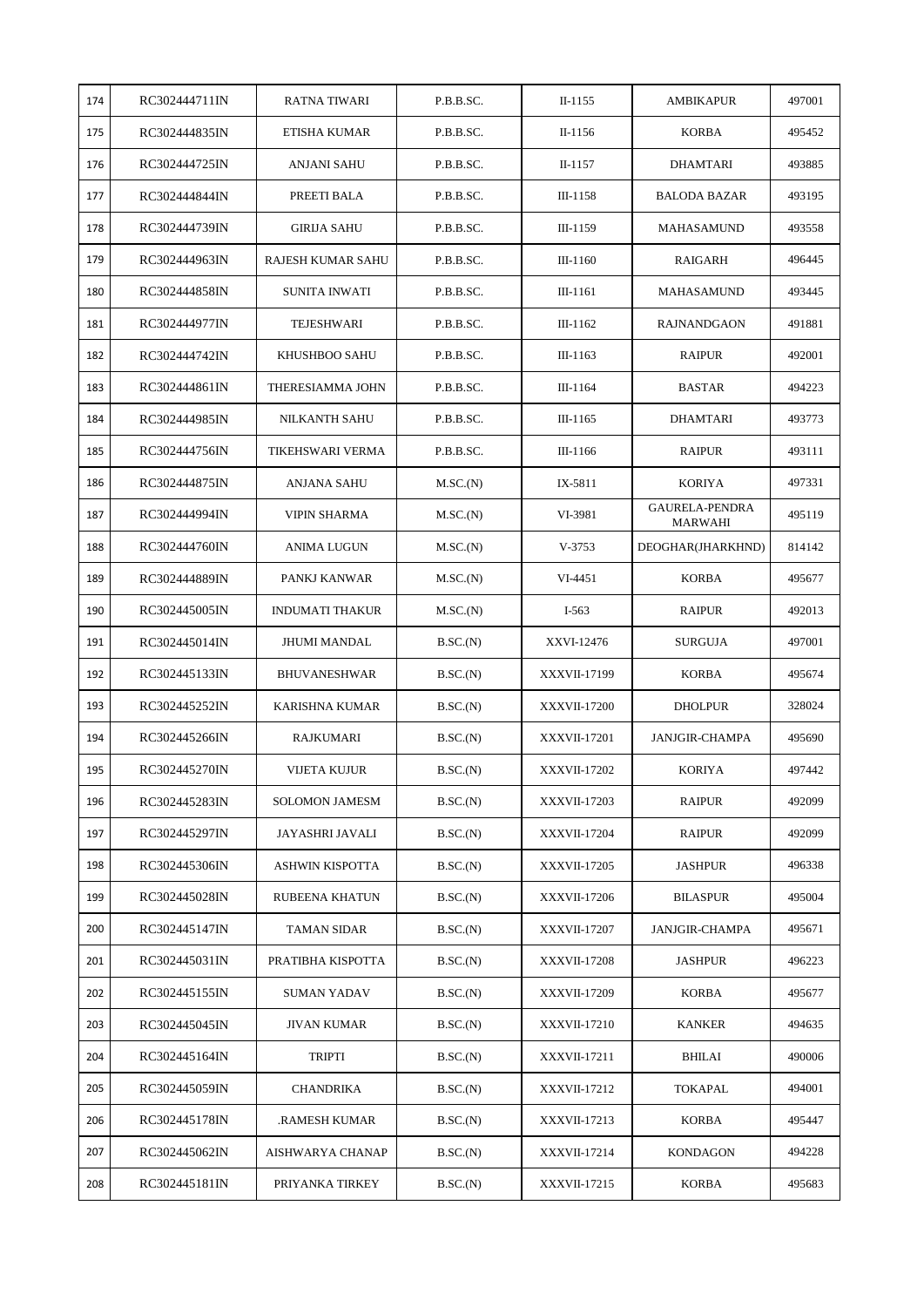| 174 | RC302444711IN | RATNA TIWARI | P.B.B.SC. | II-1155 | AMBIKAPUR | 497001 |
|---|---|---|---|---|---|---|
| 175 | RC302444835IN | ETISHA KUMAR | P.B.B.SC. | II-1156 | KORBA | 495452 |
| 176 | RC302444725IN | ANJANI SAHU | P.B.B.SC. | II-1157 | DHAMTARI | 493885 |
| 177 | RC302444844IN | PREETI BALA | P.B.B.SC. | III-1158 | BALODA BAZAR | 493195 |
| 178 | RC302444739IN | GIRIJA SAHU | P.B.B.SC. | III-1159 | MAHASAMUND | 493558 |
| 179 | RC302444963IN | RAJESH KUMAR SAHU | P.B.B.SC. | III-1160 | RAIGARH | 496445 |
| 180 | RC302444858IN | SUNITA INWATI | P.B.B.SC. | III-1161 | MAHASAMUND | 493445 |
| 181 | RC302444977IN | TEJESHWARI | P.B.B.SC. | III-1162 | RAJNANDGAON | 491881 |
| 182 | RC302444742IN | KHUSHBOO SAHU | P.B.B.SC. | III-1163 | RAIPUR | 492001 |
| 183 | RC302444861IN | THERESIAMMA JOHN | P.B.B.SC. | III-1164 | BASTAR | 494223 |
| 184 | RC302444985IN | NILKANTH SAHU | P.B.B.SC. | III-1165 | DHAMTARI | 493773 |
| 185 | RC302444756IN | TIKEHSWARI VERMA | P.B.B.SC. | III-1166 | RAIPUR | 493111 |
| 186 | RC302444875IN | ANJANA SAHU | M.SC.(N) | IX-5811 | KORIYA | 497331 |
| 187 | RC302444994IN | VIPIN SHARMA | M.SC.(N) | VI-3981 | GAURELA-PENDRA MARWAHI | 495119 |
| 188 | RC302444760IN | ANIMA LUGUN | M.SC.(N) | V-3753 | DEOGHAR(JHARKHND) | 814142 |
| 189 | RC302444889IN | PANKJ KANWAR | M.SC.(N) | VI-4451 | KORBA | 495677 |
| 190 | RC302445005IN | INDUMATI THAKUR | M.SC.(N) | I-563 | RAIPUR | 492013 |
| 191 | RC302445014IN | JHUMI MANDAL | B.SC.(N) | XXVI-12476 | SURGUJA | 497001 |
| 192 | RC302445133IN | BHUVANESHWAR | B.SC.(N) | XXXVII-17199 | KORBA | 495674 |
| 193 | RC302445252IN | KARISHNA KUMAR | B.SC.(N) | XXXVII-17200 | DHOLPUR | 328024 |
| 194 | RC302445266IN | RAJKUMARI | B.SC.(N) | XXXVII-17201 | JANJGIR-CHAMPA | 495690 |
| 195 | RC302445270IN | VIJETA KUJUR | B.SC.(N) | XXXVII-17202 | KORIYA | 497442 |
| 196 | RC302445283IN | SOLOMON JAMESM | B.SC.(N) | XXXVII-17203 | RAIPUR | 492099 |
| 197 | RC302445297IN | JAYASHRI JAVALI | B.SC.(N) | XXXVII-17204 | RAIPUR | 492099 |
| 198 | RC302445306IN | ASHWIN KISPOTTA | B.SC.(N) | XXXVII-17205 | JASHPUR | 496338 |
| 199 | RC302445028IN | RUBEENA KHATUN | B.SC.(N) | XXXVII-17206 | BILASPUR | 495004 |
| 200 | RC302445147IN | TAMAN SIDAR | B.SC.(N) | XXXVII-17207 | JANJGIR-CHAMPA | 495671 |
| 201 | RC302445031IN | PRATIBHA KISPOTTA | B.SC.(N) | XXXVII-17208 | JASHPUR | 496223 |
| 202 | RC302445155IN | SUMAN YADAV | B.SC.(N) | XXXVII-17209 | KORBA | 495677 |
| 203 | RC302445045IN | JIVAN KUMAR | B.SC.(N) | XXXVII-17210 | KANKER | 494635 |
| 204 | RC302445164IN | TRIPTI | B.SC.(N) | XXXVII-17211 | BHILAI | 490006 |
| 205 | RC302445059IN | CHANDRIKA | B.SC.(N) | XXXVII-17212 | TOKAPAL | 494001 |
| 206 | RC302445178IN | .RAMESH KUMAR | B.SC.(N) | XXXVII-17213 | KORBA | 495447 |
| 207 | RC302445062IN | AISHWARYA CHANAP | B.SC.(N) | XXXVII-17214 | KONDAGON | 494228 |
| 208 | RC302445181IN | PRIYANKA TIRKEY | B.SC.(N) | XXXVII-17215 | KORBA | 495683 |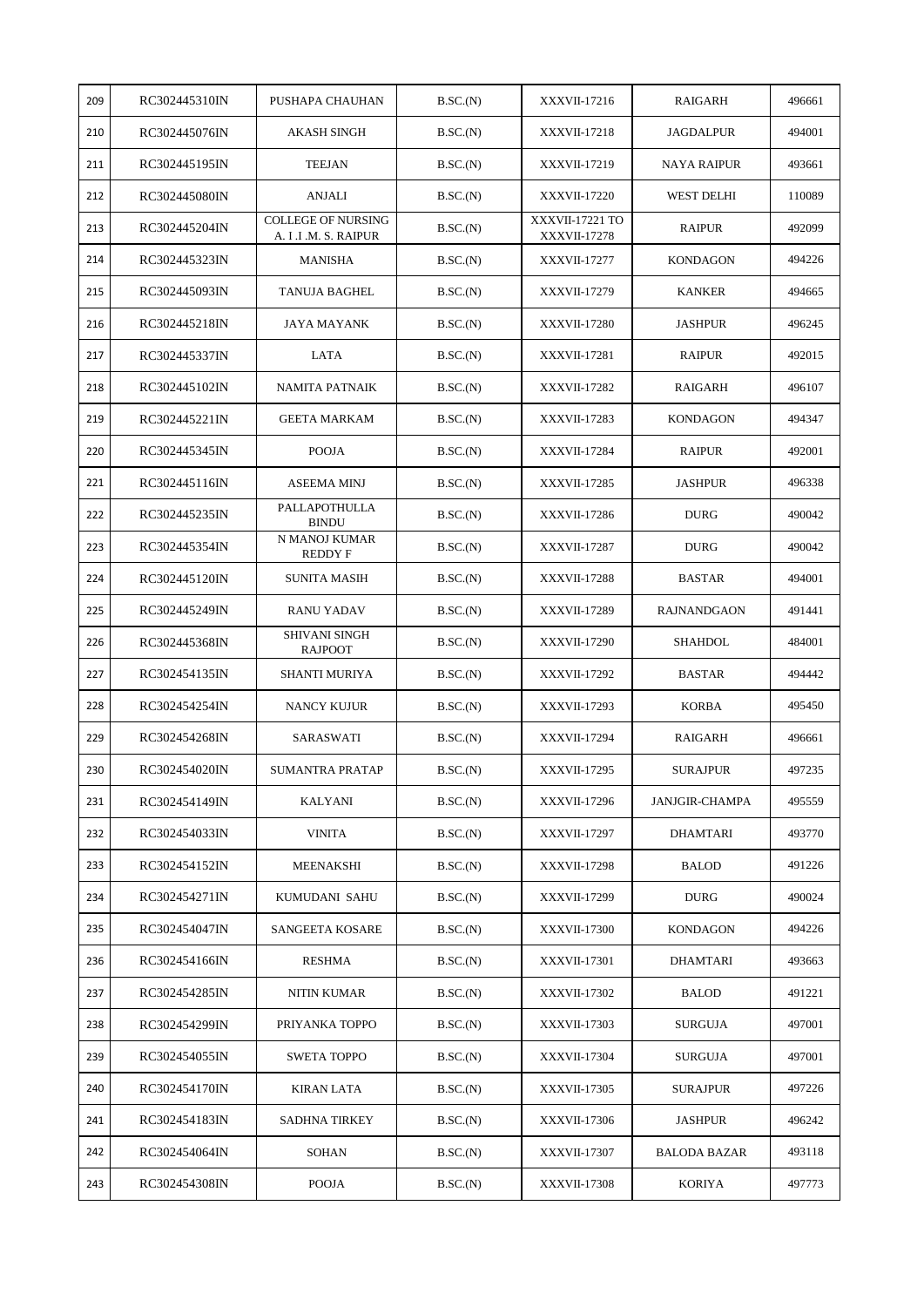| 209 | RC302445310IN | PUSHAPA CHAUHAN | B.SC.(N) | XXXVII-17216 | RAIGARH | 496661 |
|---|---|---|---|---|---|---|
| 210 | RC302445076IN | AKASH SINGH | B.SC.(N) | XXXVII-17218 | JAGDALPUR | 494001 |
| 211 | RC302445195IN | TEEJAN | B.SC.(N) | XXXVII-17219 | NAYA RAIPUR | 493661 |
| 212 | RC302445080IN | ANJALI | B.SC.(N) | XXXVII-17220 | WEST DELHI | 110089 |
| 213 | RC302445204IN | COLLEGE OF NURSING A. I .I .M. S. RAIPUR | B.SC.(N) | XXXVII-17221 TO XXXVII-17278 | RAIPUR | 492099 |
| 214 | RC302445323IN | MANISHA | B.SC.(N) | XXXVII-17277 | KONDAGON | 494226 |
| 215 | RC302445093IN | TANUJA BAGHEL | B.SC.(N) | XXXVII-17279 | KANKER | 494665 |
| 216 | RC302445218IN | JAYA MAYANK | B.SC.(N) | XXXVII-17280 | JASHPUR | 496245 |
| 217 | RC302445337IN | LATA | B.SC.(N) | XXXVII-17281 | RAIPUR | 492015 |
| 218 | RC302445102IN | NAMITA PATNAIK | B.SC.(N) | XXXVII-17282 | RAIGARH | 496107 |
| 219 | RC302445221IN | GEETA MARKAM | B.SC.(N) | XXXVII-17283 | KONDAGON | 494347 |
| 220 | RC302445345IN | POOJA | B.SC.(N) | XXXVII-17284 | RAIPUR | 492001 |
| 221 | RC302445116IN | ASEEMA MINJ | B.SC.(N) | XXXVII-17285 | JASHPUR | 496338 |
| 222 | RC302445235IN | PALLAPOTHULLA BINDU | B.SC.(N) | XXXVII-17286 | DURG | 490042 |
| 223 | RC302445354IN | N MANOJ KUMAR REDDY F | B.SC.(N) | XXXVII-17287 | DURG | 490042 |
| 224 | RC302445120IN | SUNITA MASIH | B.SC.(N) | XXXVII-17288 | BASTAR | 494001 |
| 225 | RC302445249IN | RANU YADAV | B.SC.(N) | XXXVII-17289 | RAJNANDGAON | 491441 |
| 226 | RC302445368IN | SHIVANI SINGH RAJPOOT | B.SC.(N) | XXXVII-17290 | SHAHDOL | 484001 |
| 227 | RC302454135IN | SHANTI MURIYA | B.SC.(N) | XXXVII-17292 | BASTAR | 494442 |
| 228 | RC302454254IN | NANCY KUJUR | B.SC.(N) | XXXVII-17293 | KORBA | 495450 |
| 229 | RC302454268IN | SARASWATI | B.SC.(N) | XXXVII-17294 | RAIGARH | 496661 |
| 230 | RC302454020IN | SUMANTRA PRATAP | B.SC.(N) | XXXVII-17295 | SURAJPUR | 497235 |
| 231 | RC302454149IN | KALYANI | B.SC.(N) | XXXVII-17296 | JANJGIR-CHAMPA | 495559 |
| 232 | RC302454033IN | VINITA | B.SC.(N) | XXXVII-17297 | DHAMTARI | 493770 |
| 233 | RC302454152IN | MEENAKSHI | B.SC.(N) | XXXVII-17298 | BALOD | 491226 |
| 234 | RC302454271IN | KUMUDANI SAHU | B.SC.(N) | XXXVII-17299 | DURG | 490024 |
| 235 | RC302454047IN | SANGEETA KOSARE | B.SC.(N) | XXXVII-17300 | KONDAGON | 494226 |
| 236 | RC302454166IN | RESHMA | B.SC.(N) | XXXVII-17301 | DHAMTARI | 493663 |
| 237 | RC302454285IN | NITIN KUMAR | B.SC.(N) | XXXVII-17302 | BALOD | 491221 |
| 238 | RC302454299IN | PRIYANKA TOPPO | B.SC.(N) | XXXVII-17303 | SURGUJA | 497001 |
| 239 | RC302454055IN | SWETA TOPPO | B.SC.(N) | XXXVII-17304 | SURGUJA | 497001 |
| 240 | RC302454170IN | KIRAN LATA | B.SC.(N) | XXXVII-17305 | SURAJPUR | 497226 |
| 241 | RC302454183IN | SADHNA TIRKEY | B.SC.(N) | XXXVII-17306 | JASHPUR | 496242 |
| 242 | RC302454064IN | SOHAN | B.SC.(N) | XXXVII-17307 | BALODA BAZAR | 493118 |
| 243 | RC302454308IN | POOJA | B.SC.(N) | XXXVII-17308 | KORIYA | 497773 |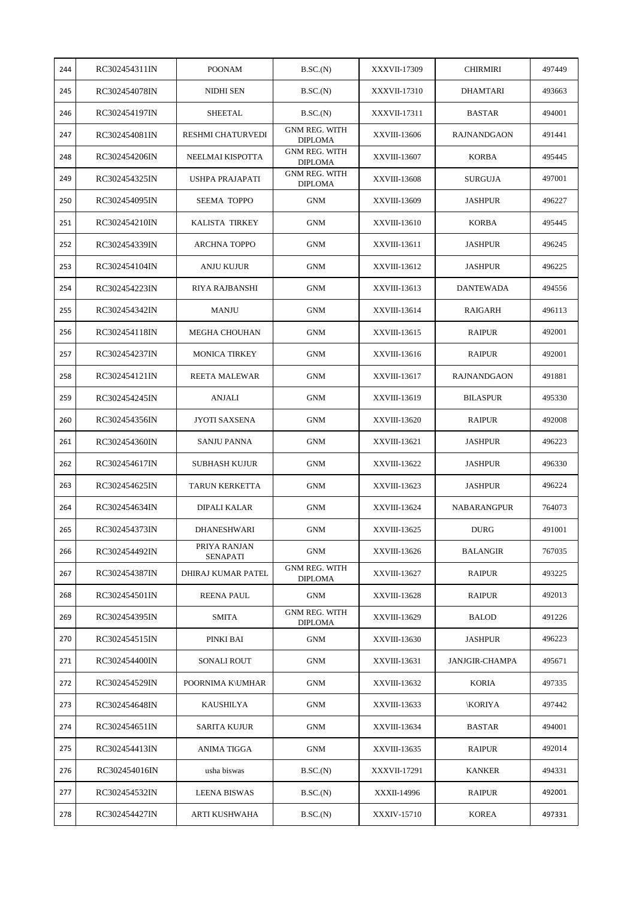| | | | | | | |
|---|---|---|---|---|---|---|
| 244 | RC302454311IN | POONAM | B.SC.(N) | XXXVII-17309 | CHIRMIRI | 497449 |
| 245 | RC302454078IN | NIDHI SEN | B.SC.(N) | XXXVII-17310 | DHAMTARI | 493663 |
| 246 | RC302454197IN | SHEETAL | B.SC.(N) | XXXVII-17311 | BASTAR | 494001 |
| 247 | RC302454081IN | RESHMI CHATURVEDI | GNM REG. WITH DIPLOMA | XXVIII-13606 | RAJNANDGAON | 491441 |
| 248 | RC302454206IN | NEELMAI KISPOTTA | GNM REG. WITH DIPLOMA | XXVIII-13607 | KORBA | 495445 |
| 249 | RC302454325IN | USHPA PRAJAPATI | GNM REG. WITH DIPLOMA | XXVIII-13608 | SURGUJA | 497001 |
| 250 | RC302454095IN | SEEMA TOPPO | GNM | XXVIII-13609 | JASHPUR | 496227 |
| 251 | RC302454210IN | KALISTA TIRKEY | GNM | XXVIII-13610 | KORBA | 495445 |
| 252 | RC302454339IN | ARCHNA TOPPO | GNM | XXVIII-13611 | JASHPUR | 496245 |
| 253 | RC302454104IN | ANJU KUJUR | GNM | XXVIII-13612 | JASHPUR | 496225 |
| 254 | RC302454223IN | RIYA RAJBANSHI | GNM | XXVIII-13613 | DANTEWADA | 494556 |
| 255 | RC302454342IN | MANJU | GNM | XXVIII-13614 | RAIGARH | 496113 |
| 256 | RC302454118IN | MEGHA CHOUHAN | GNM | XXVIII-13615 | RAIPUR | 492001 |
| 257 | RC302454237IN | MONICA TIRKEY | GNM | XXVIII-13616 | RAIPUR | 492001 |
| 258 | RC302454121IN | REETA MALEWAR | GNM | XXVIII-13617 | RAJNANDGAON | 491881 |
| 259 | RC302454245IN | ANJALI | GNM | XXVIII-13619 | BILASPUR | 495330 |
| 260 | RC302454356IN | JYOTI SAXSENA | GNM | XXVIII-13620 | RAIPUR | 492008 |
| 261 | RC302454360IN | SANJU PANNA | GNM | XXVIII-13621 | JASHPUR | 496223 |
| 262 | RC302454617IN | SUBHASH KUJUR | GNM | XXVIII-13622 | JASHPUR | 496330 |
| 263 | RC302454625IN | TARUN KERKETTA | GNM | XXVIII-13623 | JASHPUR | 496224 |
| 264 | RC302454634IN | DIPALI KALAR | GNM | XXVIII-13624 | NABARANGPUR | 764073 |
| 265 | RC302454373IN | DHANESHWARI | GNM | XXVIII-13625 | DURG | 491001 |
| 266 | RC302454492IN | PRIYA RANJAN SENAPATI | GNM | XXVIII-13626 | BALANGIR | 767035 |
| 267 | RC302454387IN | DHIRAJ KUMAR PATEL | GNM REG. WITH DIPLOMA | XXVIII-13627 | RAIPUR | 493225 |
| 268 | RC302454501IN | REENA PAUL | GNM | XXVIII-13628 | RAIPUR | 492013 |
| 269 | RC302454395IN | SMITA | GNM REG. WITH DIPLOMA | XXVIII-13629 | BALOD | 491226 |
| 270 | RC302454515IN | PINKI BAI | GNM | XXVIII-13630 | JASHPUR | 496223 |
| 271 | RC302454400IN | SONALI ROUT | GNM | XXVIII-13631 | JANJGIR-CHAMPA | 495671 |
| 272 | RC302454529IN | POORNIMA K\UMHAR | GNM | XXVIII-13632 | KORIA | 497335 |
| 273 | RC302454648IN | KAUSHILYA | GNM | XXVIII-13633 | \KORIYA | 497442 |
| 274 | RC302454651IN | SARITA KUJUR | GNM | XXVIII-13634 | BASTAR | 494001 |
| 275 | RC302454413IN | ANIMA TIGGA | GNM | XXVIII-13635 | RAIPUR | 492014 |
| 276 | RC302454016IN | usha biswas | B.SC.(N) | XXXVII-17291 | KANKER | 494331 |
| 277 | RC302454532IN | LEENA BISWAS | B.SC.(N) | XXXII-14996 | RAIPUR | 492001 |
| 278 | RC302454427IN | ARTI KUSHWAHA | B.SC.(N) | XXXIV-15710 | KOREA | 497331 |